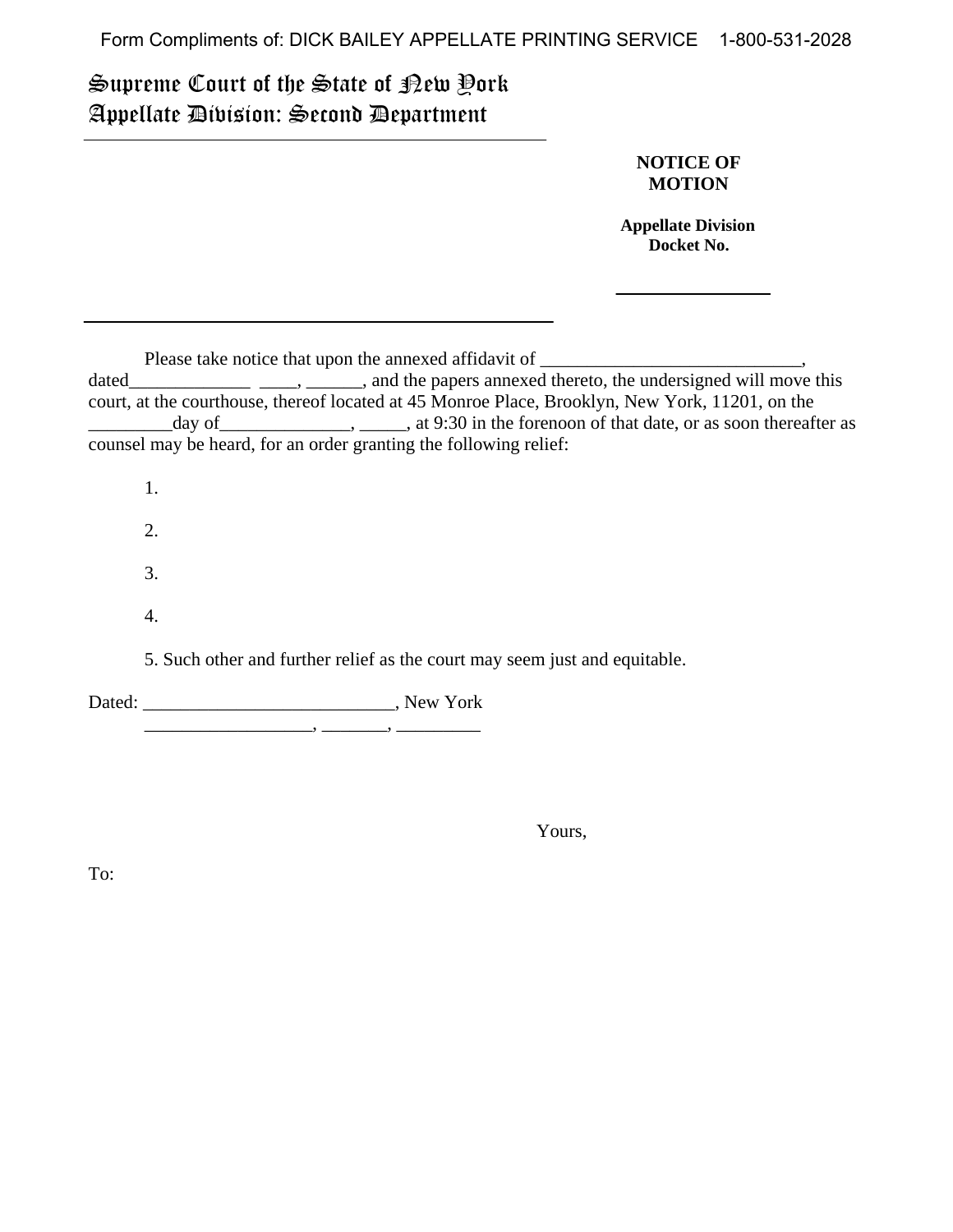Form Compliments of: DICK BAILEY APPELLATE PRINTING SERVICE    1-800-531-2028

# Supreme Court of the State of New York
# Appellate Division: Second Department

**NOTICE OF MOTION**

**Appellate Division Docket No.**

________________

Please take notice that upon the annexed affidavit of ____________________________, dated_____________ ____, ______, and the papers annexed thereto, the undersigned will move this court, at the courthouse, thereof located at 45 Monroe Place, Brooklyn, New York, 11201, on the _________day of______________, _____, at 9:30 in the forenoon of that date, or as soon thereafter as counsel may be heard, for an order granting the following relief:

1.

2.

3.

4.

5. Such other and further relief as the court may seem just and equitable.

Dated: __________________________, New York
__________________, _______, _________

Yours,

To: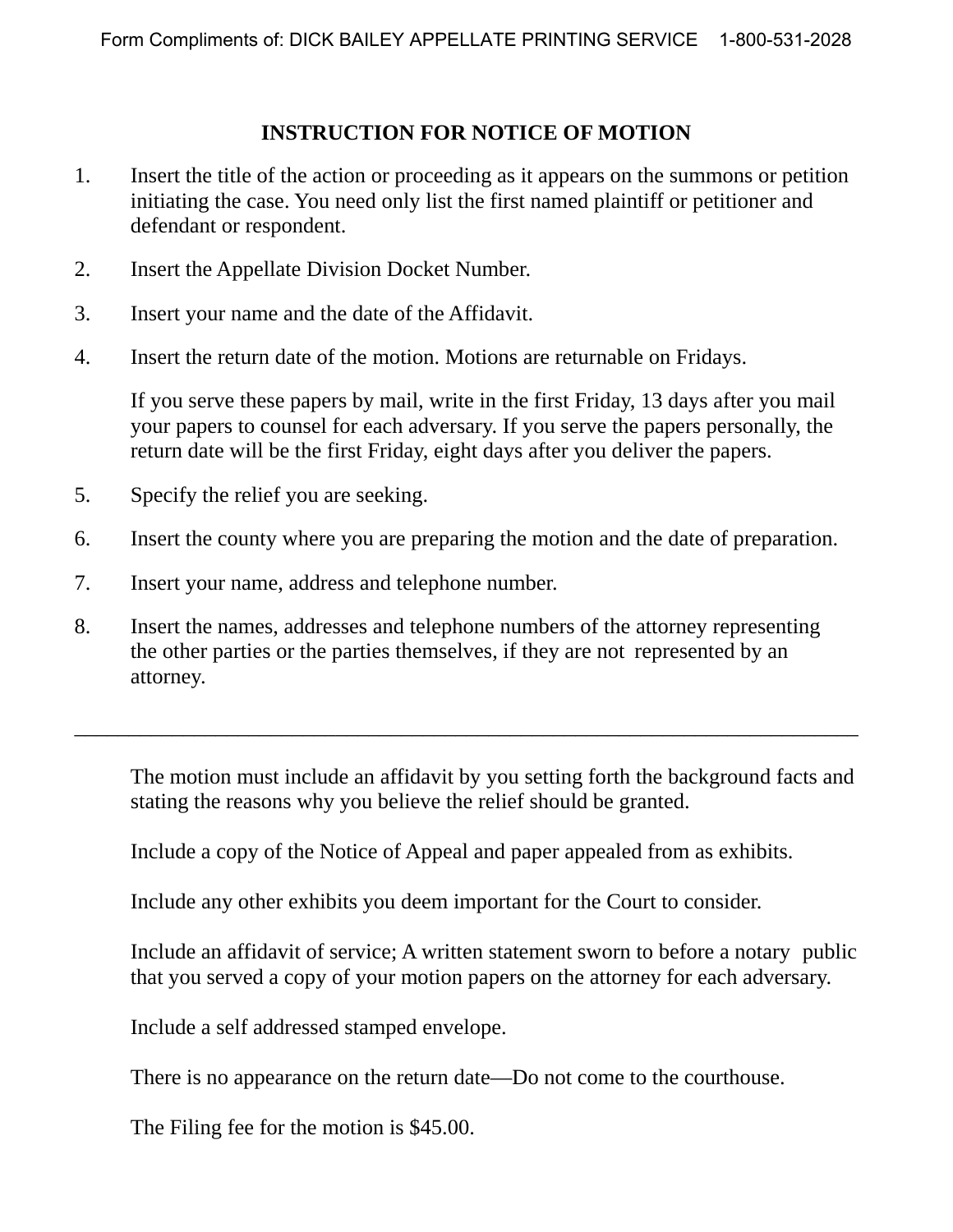Form Compliments of: DICK BAILEY APPELLATE PRINTING SERVICE 1-800-531-2028

## INSTRUCTION FOR NOTICE OF MOTION

1. Insert the title of the action or proceeding as it appears on the summons or petition initiating the case. You need only list the first named plaintiff or petitioner and defendant or respondent.

2. Insert the Appellate Division Docket Number.

3. Insert your name and the date of the Affidavit.

4. Insert the return date of the motion. Motions are returnable on Fridays.

   If you serve these papers by mail, write in the first Friday, 13 days after you mail your papers to counsel for each adversary. If you serve the papers personally, the return date will be the first Friday, eight days after you deliver the papers.

5. Specify the relief you are seeking.

6. Insert the county where you are preparing the motion and the date of preparation.

7. Insert your name, address and telephone number.

8. Insert the names, addresses and telephone numbers of the attorney representing the other parties or the parties themselves, if they are not represented by an attorney.

---

The motion must include an affidavit by you setting forth the background facts and stating the reasons why you believe the relief should be granted.

Include a copy of the Notice of Appeal and paper appealed from as exhibits.

Include any other exhibits you deem important for the Court to consider.

Include an affidavit of service; A written statement sworn to before a notary public that you served a copy of your motion papers on the attorney for each adversary.

Include a self addressed stamped envelope.

There is no appearance on the return date—Do not come to the courthouse.

The Filing fee for the motion is $45.00.